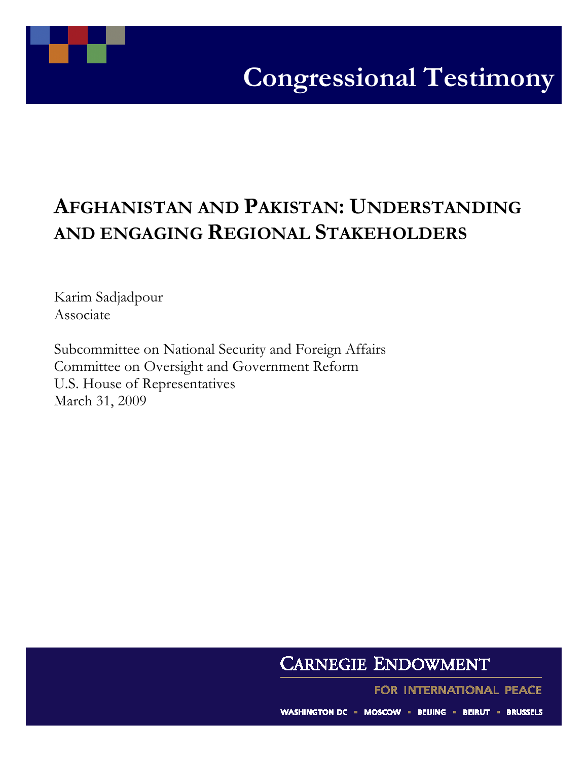# Congressional Testimony

## AFGHANISTAN AND PAKISTAN: UNDERSTANDING AND ENGAGING REGIONAL STAKEHOLDERS

Karim Sadjadpour
Associate

Subcommittee on National Security and Foreign Affairs
Committee on Oversight and Government Reform
U.S. House of Representatives
March 31, 2009

CARNEGIE ENDOWMENT FOR INTERNATIONAL PEACE

WASHINGTON DC ▪ MOSCOW ▪ BEIJING ▪ BEIRUT ▪ BRUSSELS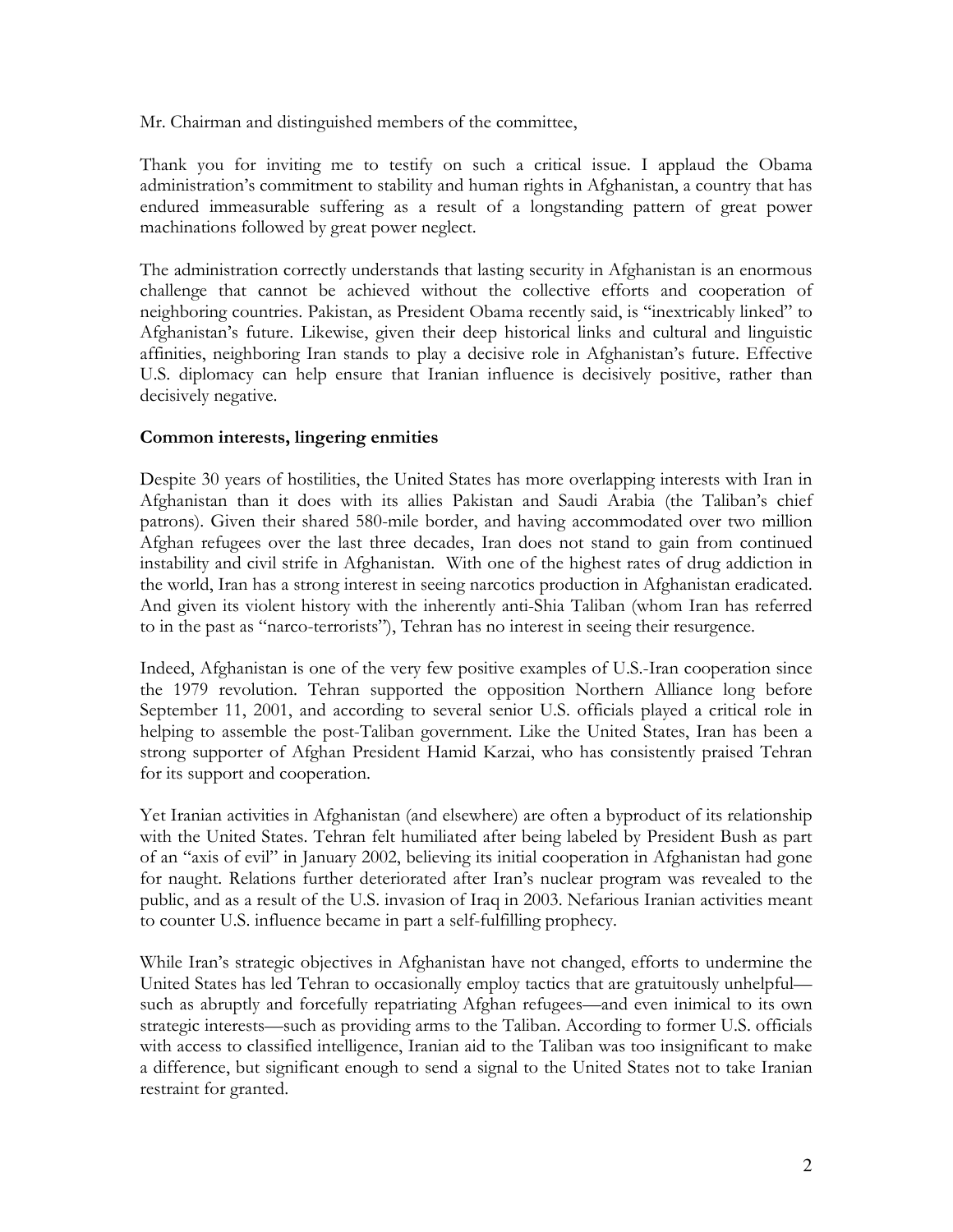Mr. Chairman and distinguished members of the committee,

Thank you for inviting me to testify on such a critical issue. I applaud the Obama administration's commitment to stability and human rights in Afghanistan, a country that has endured immeasurable suffering as a result of a longstanding pattern of great power machinations followed by great power neglect.

The administration correctly understands that lasting security in Afghanistan is an enormous challenge that cannot be achieved without the collective efforts and cooperation of neighboring countries. Pakistan, as President Obama recently said, is "inextricably linked" to Afghanistan's future. Likewise, given their deep historical links and cultural and linguistic affinities, neighboring Iran stands to play a decisive role in Afghanistan's future. Effective U.S. diplomacy can help ensure that Iranian influence is decisively positive, rather than decisively negative.

**Common interests, lingering enmities**

Despite 30 years of hostilities, the United States has more overlapping interests with Iran in Afghanistan than it does with its allies Pakistan and Saudi Arabia (the Taliban's chief patrons). Given their shared 580-mile border, and having accommodated over two million Afghan refugees over the last three decades, Iran does not stand to gain from continued instability and civil strife in Afghanistan. With one of the highest rates of drug addiction in the world, Iran has a strong interest in seeing narcotics production in Afghanistan eradicated. And given its violent history with the inherently anti-Shia Taliban (whom Iran has referred to in the past as "narco-terrorists"), Tehran has no interest in seeing their resurgence.

Indeed, Afghanistan is one of the very few positive examples of U.S.-Iran cooperation since the 1979 revolution. Tehran supported the opposition Northern Alliance long before September 11, 2001, and according to several senior U.S. officials played a critical role in helping to assemble the post-Taliban government. Like the United States, Iran has been a strong supporter of Afghan President Hamid Karzai, who has consistently praised Tehran for its support and cooperation.

Yet Iranian activities in Afghanistan (and elsewhere) are often a byproduct of its relationship with the United States. Tehran felt humiliated after being labeled by President Bush as part of an "axis of evil" in January 2002, believing its initial cooperation in Afghanistan had gone for naught. Relations further deteriorated after Iran's nuclear program was revealed to the public, and as a result of the U.S. invasion of Iraq in 2003. Nefarious Iranian activities meant to counter U.S. influence became in part a self-fulfilling prophecy.

While Iran's strategic objectives in Afghanistan have not changed, efforts to undermine the United States has led Tehran to occasionally employ tactics that are gratuitously unhelpful—such as abruptly and forcefully repatriating Afghan refugees—and even inimical to its own strategic interests—such as providing arms to the Taliban. According to former U.S. officials with access to classified intelligence, Iranian aid to the Taliban was too insignificant to make a difference, but significant enough to send a signal to the United States not to take Iranian restraint for granted.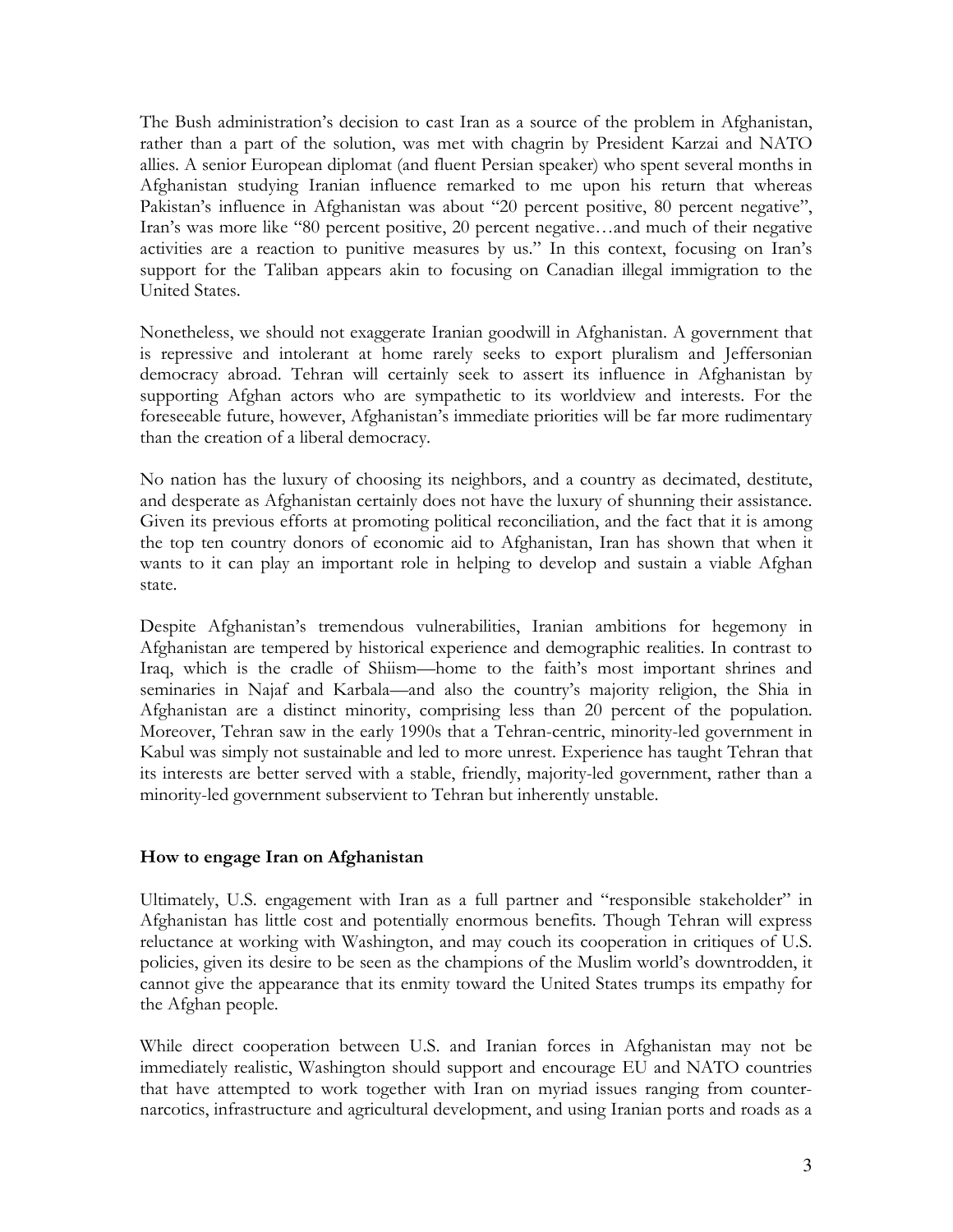The Bush administration's decision to cast Iran as a source of the problem in Afghanistan, rather than a part of the solution, was met with chagrin by President Karzai and NATO allies. A senior European diplomat (and fluent Persian speaker) who spent several months in Afghanistan studying Iranian influence remarked to me upon his return that whereas Pakistan's influence in Afghanistan was about "20 percent positive, 80 percent negative", Iran's was more like "80 percent positive, 20 percent negative…and much of their negative activities are a reaction to punitive measures by us." In this context, focusing on Iran's support for the Taliban appears akin to focusing on Canadian illegal immigration to the United States.

Nonetheless, we should not exaggerate Iranian goodwill in Afghanistan. A government that is repressive and intolerant at home rarely seeks to export pluralism and Jeffersonian democracy abroad. Tehran will certainly seek to assert its influence in Afghanistan by supporting Afghan actors who are sympathetic to its worldview and interests. For the foreseeable future, however, Afghanistan's immediate priorities will be far more rudimentary than the creation of a liberal democracy.

No nation has the luxury of choosing its neighbors, and a country as decimated, destitute, and desperate as Afghanistan certainly does not have the luxury of shunning their assistance. Given its previous efforts at promoting political reconciliation, and the fact that it is among the top ten country donors of economic aid to Afghanistan, Iran has shown that when it wants to it can play an important role in helping to develop and sustain a viable Afghan state.

Despite Afghanistan's tremendous vulnerabilities, Iranian ambitions for hegemony in Afghanistan are tempered by historical experience and demographic realities. In contrast to Iraq, which is the cradle of Shiism—home to the faith's most important shrines and seminaries in Najaf and Karbala—and also the country's majority religion, the Shia in Afghanistan are a distinct minority, comprising less than 20 percent of the population. Moreover, Tehran saw in the early 1990s that a Tehran-centric, minority-led government in Kabul was simply not sustainable and led to more unrest. Experience has taught Tehran that its interests are better served with a stable, friendly, majority-led government, rather than a minority-led government subservient to Tehran but inherently unstable.

## How to engage Iran on Afghanistan

Ultimately, U.S. engagement with Iran as a full partner and "responsible stakeholder" in Afghanistan has little cost and potentially enormous benefits. Though Tehran will express reluctance at working with Washington, and may couch its cooperation in critiques of U.S. policies, given its desire to be seen as the champions of the Muslim world's downtrodden, it cannot give the appearance that its enmity toward the United States trumps its empathy for the Afghan people.

While direct cooperation between U.S. and Iranian forces in Afghanistan may not be immediately realistic, Washington should support and encourage EU and NATO countries that have attempted to work together with Iran on myriad issues ranging from counter-narcotics, infrastructure and agricultural development, and using Iranian ports and roads as a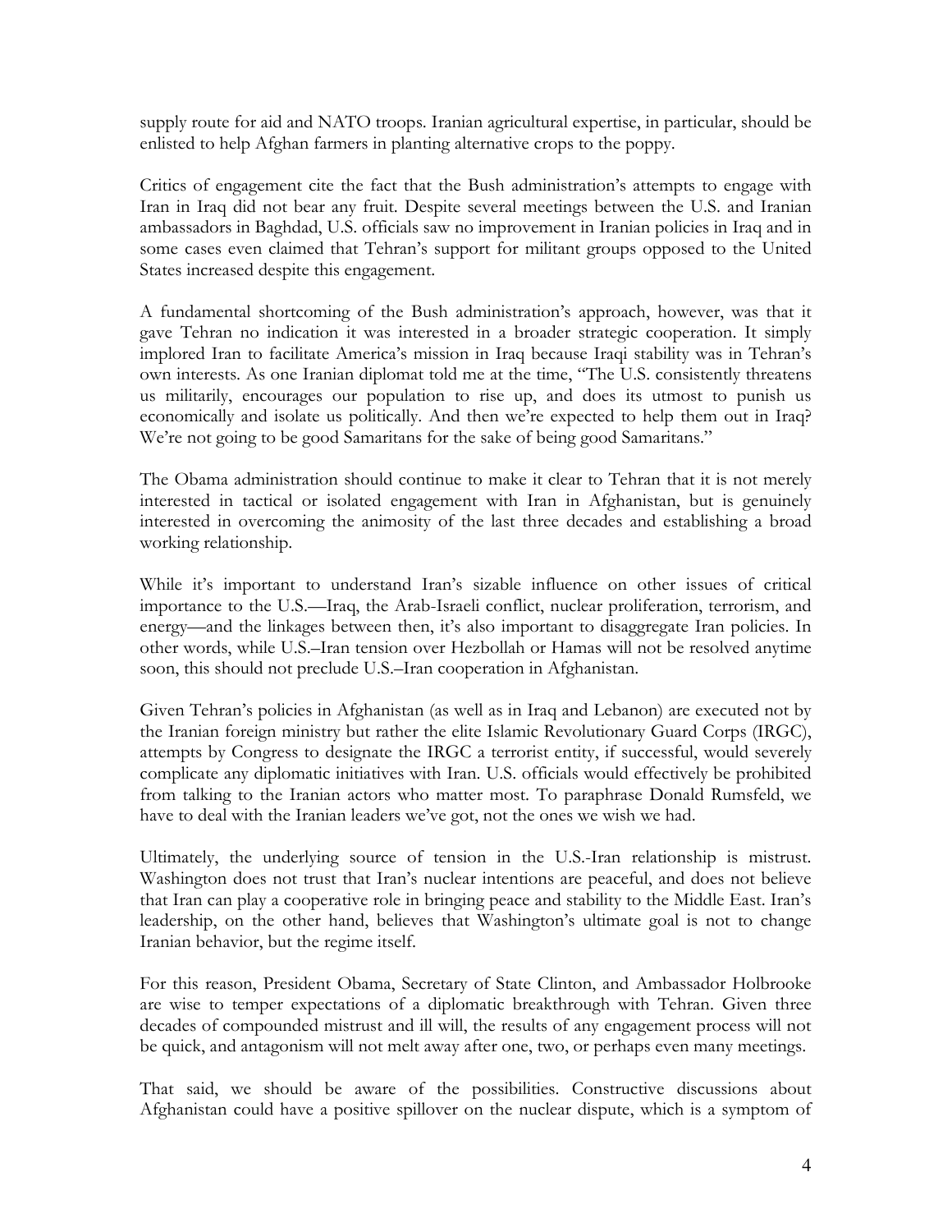supply route for aid and NATO troops. Iranian agricultural expertise, in particular, should be enlisted to help Afghan farmers in planting alternative crops to the poppy.

Critics of engagement cite the fact that the Bush administration's attempts to engage with Iran in Iraq did not bear any fruit. Despite several meetings between the U.S. and Iranian ambassadors in Baghdad, U.S. officials saw no improvement in Iranian policies in Iraq and in some cases even claimed that Tehran's support for militant groups opposed to the United States increased despite this engagement.

A fundamental shortcoming of the Bush administration's approach, however, was that it gave Tehran no indication it was interested in a broader strategic cooperation. It simply implored Iran to facilitate America's mission in Iraq because Iraqi stability was in Tehran's own interests. As one Iranian diplomat told me at the time, "The U.S. consistently threatens us militarily, encourages our population to rise up, and does its utmost to punish us economically and isolate us politically. And then we're expected to help them out in Iraq? We're not going to be good Samaritans for the sake of being good Samaritans."

The Obama administration should continue to make it clear to Tehran that it is not merely interested in tactical or isolated engagement with Iran in Afghanistan, but is genuinely interested in overcoming the animosity of the last three decades and establishing a broad working relationship.

While it's important to understand Iran's sizable influence on other issues of critical importance to the U.S.—Iraq, the Arab-Israeli conflict, nuclear proliferation, terrorism, and energy—and the linkages between then, it's also important to disaggregate Iran policies. In other words, while U.S.–Iran tension over Hezbollah or Hamas will not be resolved anytime soon, this should not preclude U.S.–Iran cooperation in Afghanistan.

Given Tehran's policies in Afghanistan (as well as in Iraq and Lebanon) are executed not by the Iranian foreign ministry but rather the elite Islamic Revolutionary Guard Corps (IRGC), attempts by Congress to designate the IRGC a terrorist entity, if successful, would severely complicate any diplomatic initiatives with Iran. U.S. officials would effectively be prohibited from talking to the Iranian actors who matter most. To paraphrase Donald Rumsfeld, we have to deal with the Iranian leaders we've got, not the ones we wish we had.

Ultimately, the underlying source of tension in the U.S.-Iran relationship is mistrust. Washington does not trust that Iran's nuclear intentions are peaceful, and does not believe that Iran can play a cooperative role in bringing peace and stability to the Middle East. Iran's leadership, on the other hand, believes that Washington's ultimate goal is not to change Iranian behavior, but the regime itself.

For this reason, President Obama, Secretary of State Clinton, and Ambassador Holbrooke are wise to temper expectations of a diplomatic breakthrough with Tehran. Given three decades of compounded mistrust and ill will, the results of any engagement process will not be quick, and antagonism will not melt away after one, two, or perhaps even many meetings.

That said, we should be aware of the possibilities. Constructive discussions about Afghanistan could have a positive spillover on the nuclear dispute, which is a symptom of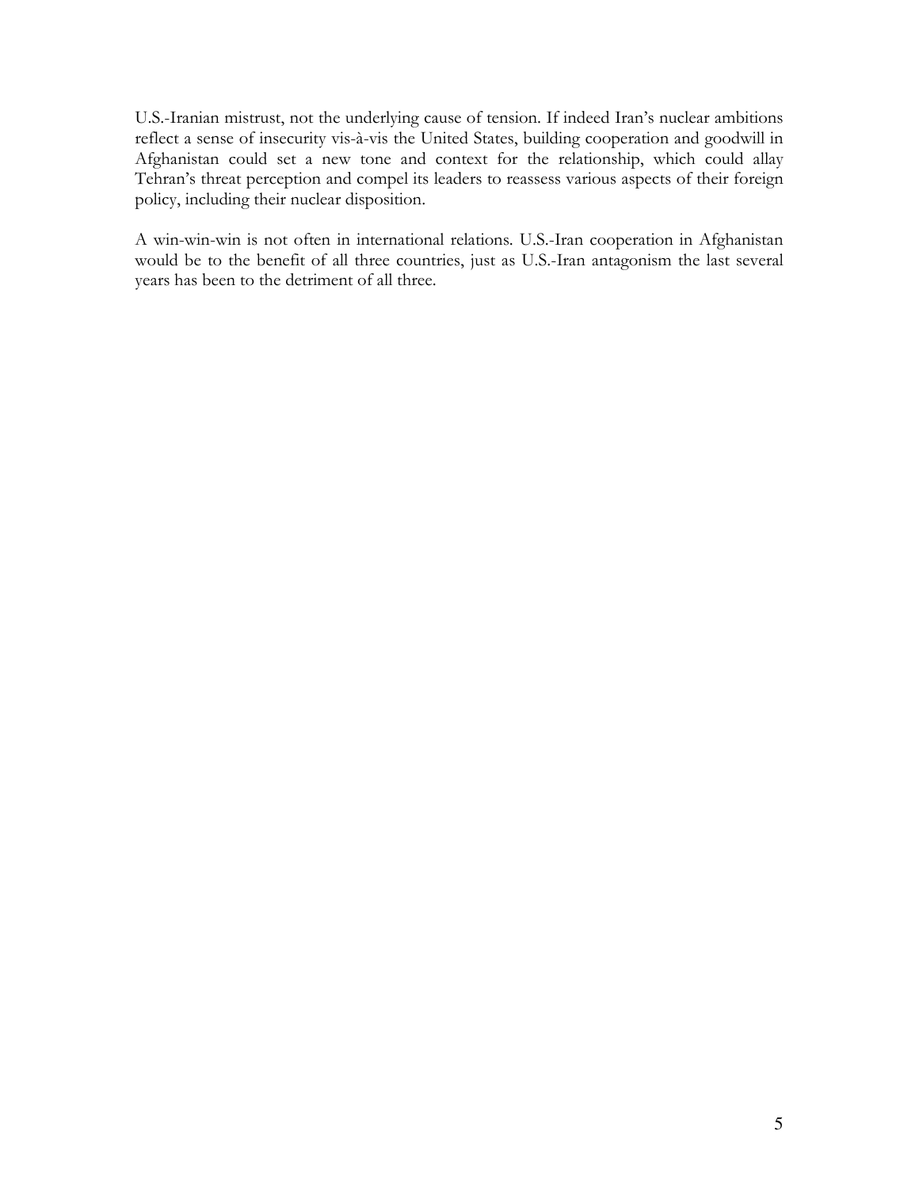U.S.-Iranian mistrust, not the underlying cause of tension. If indeed Iran's nuclear ambitions reflect a sense of insecurity vis-à-vis the United States, building cooperation and goodwill in Afghanistan could set a new tone and context for the relationship, which could allay Tehran's threat perception and compel its leaders to reassess various aspects of their foreign policy, including their nuclear disposition.

A win-win-win is not often in international relations. U.S.-Iran cooperation in Afghanistan would be to the benefit of all three countries, just as U.S.-Iran antagonism the last several years has been to the detriment of all three.